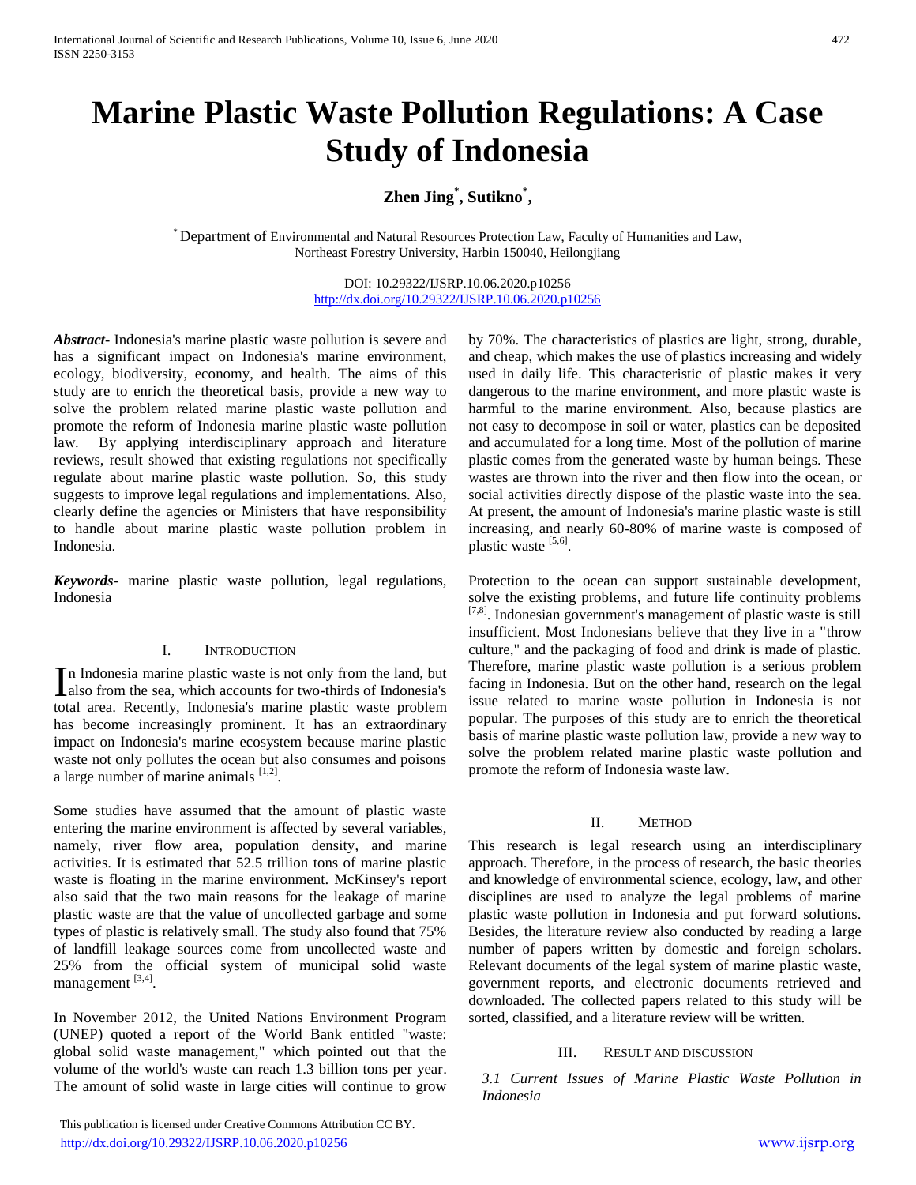# Marine Plastic Waste Pollution Regulations: A Case Study of Indonesia

**Zhen Jing[*], Sutikno[*],**

[*] Department of Environmental and Natural Resources Protection Law, Faculty of Humanities and Law, Northeast Forestry University, Harbin 150040, Heilongjiang

DOI: 10.29322/IJSRP.10.06.2020.p10256
http://dx.doi.org/10.29322/IJSRP.10.06.2020.p10256

***Abstract***- Indonesia's marine plastic waste pollution is severe and has a significant impact on Indonesia's marine environment, ecology, biodiversity, economy, and health. The aims of this study are to enrich the theoretical basis, provide a new way to solve the problem related marine plastic waste pollution and promote the reform of Indonesia marine plastic waste pollution law. By applying interdisciplinary approach and literature reviews, result showed that existing regulations not specifically regulate about marine plastic waste pollution. So, this study suggests to improve legal regulations and implementations. Also, clearly define the agencies or Ministers that have responsibility to handle about marine plastic waste pollution problem in Indonesia.

***Keywords***- marine plastic waste pollution, legal regulations, Indonesia

## I. Introduction

In Indonesia marine plastic waste is not only from the land, but also from the sea, which accounts for two-thirds of Indonesia's total area. Recently, Indonesia's marine plastic waste problem has become increasingly prominent. It has an extraordinary impact on Indonesia's marine ecosystem because marine plastic waste not only pollutes the ocean but also consumes and poisons a large number of marine animals [1,2].

Some studies have assumed that the amount of plastic waste entering the marine environment is affected by several variables, namely, river flow area, population density, and marine activities. It is estimated that 52.5 trillion tons of marine plastic waste is floating in the marine environment. McKinsey's report also said that the two main reasons for the leakage of marine plastic waste are that the value of uncollected garbage and some types of plastic is relatively small. The study also found that 75% of landfill leakage sources come from uncollected waste and 25% from the official system of municipal solid waste management [3,4].

In November 2012, the United Nations Environment Program (UNEP) quoted a report of the World Bank entitled "waste: global solid waste management," which pointed out that the volume of the world's waste can reach 1.3 billion tons per year. The amount of solid waste in large cities will continue to grow by 70%. The characteristics of plastics are light, strong, durable, and cheap, which makes the use of plastics increasing and widely used in daily life. This characteristic of plastic makes it very dangerous to the marine environment, and more plastic waste is harmful to the marine environment. Also, because plastics are not easy to decompose in soil or water, plastics can be deposited and accumulated for a long time. Most of the pollution of marine plastic comes from the generated waste by human beings. These wastes are thrown into the river and then flow into the ocean, or social activities directly dispose of the plastic waste into the sea. At present, the amount of Indonesia's marine plastic waste is still increasing, and nearly 60-80% of marine waste is composed of plastic waste [5,6].

Protection to the ocean can support sustainable development, solve the existing problems, and future life continuity problems [7,8]. Indonesian government's management of plastic waste is still insufficient. Most Indonesians believe that they live in a "throw culture," and the packaging of food and drink is made of plastic. Therefore, marine plastic waste pollution is a serious problem facing in Indonesia. But on the other hand, research on the legal issue related to marine waste pollution in Indonesia is not popular. The purposes of this study are to enrich the theoretical basis of marine plastic waste pollution law, provide a new way to solve the problem related marine plastic waste pollution and promote the reform of Indonesia waste law.

## II. Method

This research is legal research using an interdisciplinary approach. Therefore, in the process of research, the basic theories and knowledge of environmental science, ecology, law, and other disciplines are used to analyze the legal problems of marine plastic waste pollution in Indonesia and put forward solutions. Besides, the literature review also conducted by reading a large number of papers written by domestic and foreign scholars. Relevant documents of the legal system of marine plastic waste, government reports, and electronic documents retrieved and downloaded. The collected papers related to this study will be sorted, classified, and a literature review will be written.

## III. Result and Discussion

### *3.1 Current Issues of Marine Plastic Waste Pollution in Indonesia*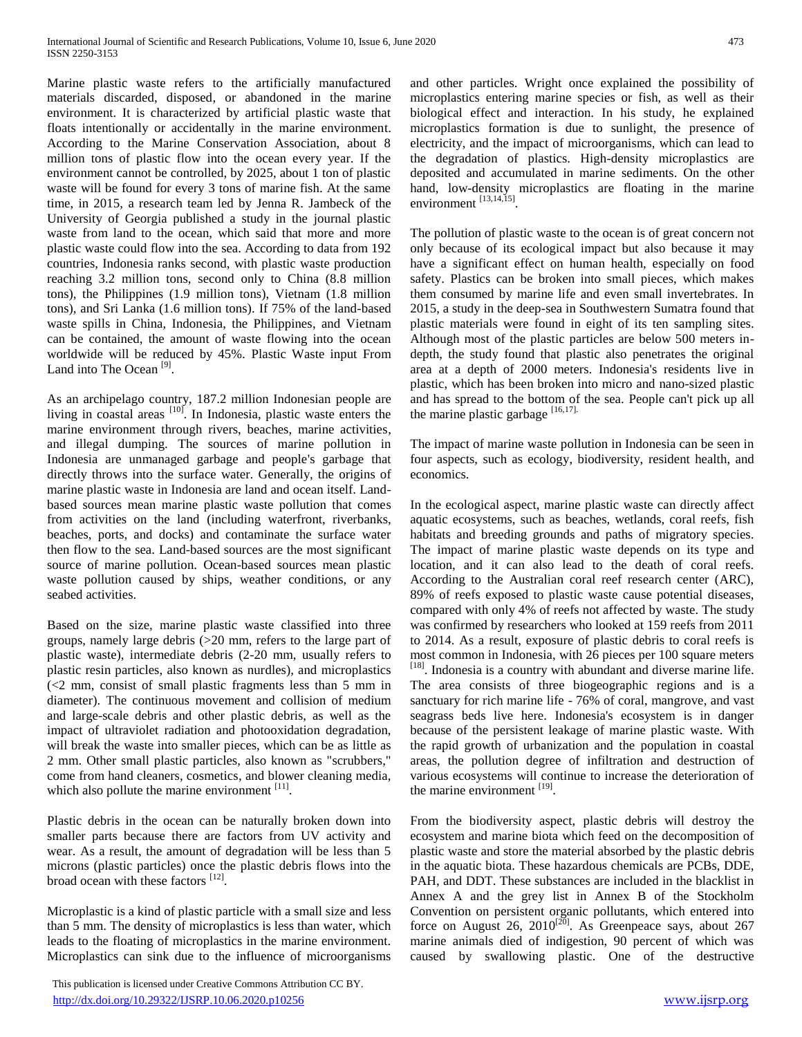Marine plastic waste refers to the artificially manufactured materials discarded, disposed, or abandoned in the marine environment. It is characterized by artificial plastic waste that floats intentionally or accidentally in the marine environment. According to the Marine Conservation Association, about 8 million tons of plastic flow into the ocean every year. If the environment cannot be controlled, by 2025, about 1 ton of plastic waste will be found for every 3 tons of marine fish. At the same time, in 2015, a research team led by Jenna R. Jambeck of the University of Georgia published a study in the journal plastic waste from land to the ocean, which said that more and more plastic waste could flow into the sea. According to data from 192 countries, Indonesia ranks second, with plastic waste production reaching 3.2 million tons, second only to China (8.8 million tons), the Philippines (1.9 million tons), Vietnam (1.8 million tons), and Sri Lanka (1.6 million tons). If 75% of the land-based waste spills in China, Indonesia, the Philippines, and Vietnam can be contained, the amount of waste flowing into the ocean worldwide will be reduced by 45%. Plastic Waste input From Land into The Ocean [9].

As an archipelago country, 187.2 million Indonesian people are living in coastal areas [10]. In Indonesia, plastic waste enters the marine environment through rivers, beaches, marine activities, and illegal dumping. The sources of marine pollution in Indonesia are unmanaged garbage and people's garbage that directly throws into the surface water. Generally, the origins of marine plastic waste in Indonesia are land and ocean itself. Land-based sources mean marine plastic waste pollution that comes from activities on the land (including waterfront, riverbanks, beaches, ports, and docks) and contaminate the surface water then flow to the sea. Land-based sources are the most significant source of marine pollution. Ocean-based sources mean plastic waste pollution caused by ships, weather conditions, or any seabed activities.

Based on the size, marine plastic waste classified into three groups, namely large debris (>20 mm, refers to the large part of plastic waste), intermediate debris (2-20 mm, usually refers to plastic resin particles, also known as nurdles), and microplastics (<2 mm, consist of small plastic fragments less than 5 mm in diameter). The continuous movement and collision of medium and large-scale debris and other plastic debris, as well as the impact of ultraviolet radiation and photooxidation degradation, will break the waste into smaller pieces, which can be as little as 2 mm. Other small plastic particles, also known as "scrubbers," come from hand cleaners, cosmetics, and blower cleaning media, which also pollute the marine environment [11].

Plastic debris in the ocean can be naturally broken down into smaller parts because there are factors from UV activity and wear. As a result, the amount of degradation will be less than 5 microns (plastic particles) once the plastic debris flows into the broad ocean with these factors [12].

Microplastic is a kind of plastic particle with a small size and less than 5 mm. The density of microplastics is less than water, which leads to the floating of microplastics in the marine environment. Microplastics can sink due to the influence of microorganisms and other particles. Wright once explained the possibility of microplastics entering marine species or fish, as well as their biological effect and interaction. In his study, he explained microplastics formation is due to sunlight, the presence of electricity, and the impact of microorganisms, which can lead to the degradation of plastics. High-density microplastics are deposited and accumulated in marine sediments. On the other hand, low-density microplastics are floating in the marine environment [13,14,15].

The pollution of plastic waste to the ocean is of great concern not only because of its ecological impact but also because it may have a significant effect on human health, especially on food safety. Plastics can be broken into small pieces, which makes them consumed by marine life and even small invertebrates. In 2015, a study in the deep-sea in Southwestern Sumatra found that plastic materials were found in eight of its ten sampling sites. Although most of the plastic particles are below 500 meters in-depth, the study found that plastic also penetrates the original area at a depth of 2000 meters. Indonesia's residents live in plastic, which has been broken into micro and nano-sized plastic and has spread to the bottom of the sea. People can't pick up all the marine plastic garbage [16,17].

The impact of marine waste pollution in Indonesia can be seen in four aspects, such as ecology, biodiversity, resident health, and economics.

In the ecological aspect, marine plastic waste can directly affect aquatic ecosystems, such as beaches, wetlands, coral reefs, fish habitats and breeding grounds and paths of migratory species. The impact of marine plastic waste depends on its type and location, and it can also lead to the death of coral reefs. According to the Australian coral reef research center (ARC), 89% of reefs exposed to plastic waste cause potential diseases, compared with only 4% of reefs not affected by waste. The study was confirmed by researchers who looked at 159 reefs from 2011 to 2014. As a result, exposure of plastic debris to coral reefs is most common in Indonesia, with 26 pieces per 100 square meters [18]. Indonesia is a country with abundant and diverse marine life. The area consists of three biogeographic regions and is a sanctuary for rich marine life - 76% of coral, mangrove, and vast seagrass beds live here. Indonesia's ecosystem is in danger because of the persistent leakage of marine plastic waste. With the rapid growth of urbanization and the population in coastal areas, the pollution degree of infiltration and destruction of various ecosystems will continue to increase the deterioration of the marine environment [19].

From the biodiversity aspect, plastic debris will destroy the ecosystem and marine biota which feed on the decomposition of plastic waste and store the material absorbed by the plastic debris in the aquatic biota. These hazardous chemicals are PCBs, DDE, PAH, and DDT. These substances are included in the blacklist in Annex A and the grey list in Annex B of the Stockholm Convention on persistent organic pollutants, which entered into force on August 26, 2010[20]. As Greenpeace says, about 267 marine animals died of indigestion, 90 percent of which was caused by swallowing plastic. One of the destructive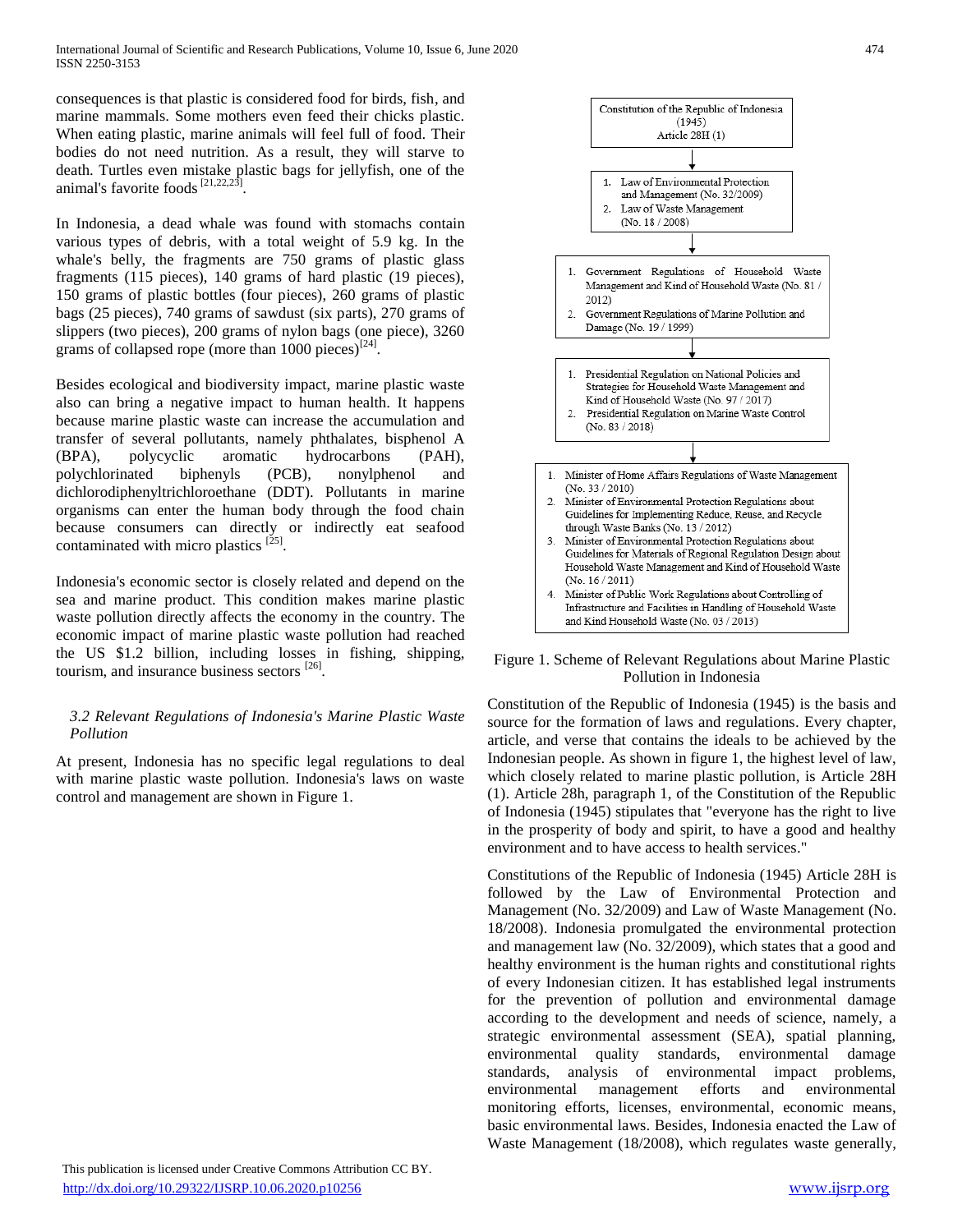consequences is that plastic is considered food for birds, fish, and marine mammals. Some mothers even feed their chicks plastic. When eating plastic, marine animals will feel full of food. Their bodies do not need nutrition. As a result, they will starve to death. Turtles even mistake plastic bags for jellyfish, one of the animal's favorite foods [21,22,23].

In Indonesia, a dead whale was found with stomachs contain various types of debris, with a total weight of 5.9 kg. In the whale's belly, the fragments are 750 grams of plastic glass fragments (115 pieces), 140 grams of hard plastic (19 pieces), 150 grams of plastic bottles (four pieces), 260 grams of plastic bags (25 pieces), 740 grams of sawdust (six parts), 270 grams of slippers (two pieces), 200 grams of nylon bags (one piece), 3260 grams of collapsed rope (more than 1000 pieces)[24].

Besides ecological and biodiversity impact, marine plastic waste also can bring a negative impact to human health. It happens because marine plastic waste can increase the accumulation and transfer of several pollutants, namely phthalates, bisphenol A (BPA), polycyclic aromatic hydrocarbons (PAH), polychlorinated biphenyls (PCB), nonylphenol and dichlorodiphenyltrichloroethane (DDT). Pollutants in marine organisms can enter the human body through the food chain because consumers can directly or indirectly eat seafood contaminated with micro plastics [25].

Indonesia's economic sector is closely related and depend on the sea and marine product. This condition makes marine plastic waste pollution directly affects the economy in the country. The economic impact of marine plastic waste pollution had reached the US $1.2 billion, including losses in fishing, shipping, tourism, and insurance business sectors [26].

### *3.2 Relevant Regulations of Indonesia's Marine Plastic Waste Pollution*

At present, Indonesia has no specific legal regulations to deal with marine plastic waste pollution. Indonesia's laws on waste control and management are shown in Figure 1.

Constitution of the Republic of Indonesia (1945)
Article 28H (1)

↓

1. Law of Environmental Protection and Management (No. 32/2009)
2. Law of Waste Management (No. 18 / 2008)

↓

1. Government Regulations of Household Waste Management and Kind of Household Waste (No. 81 / 2012)
2. Government Regulations of Marine Pollution and Damage (No. 19 / 1999)

↓

1. Presidential Regulation on National Policies and Strategies for Household Waste Management and Kind of Household Waste (No. 97 / 2017)
2. Presidential Regulation on Marine Waste Control (No. 83 / 2018)

↓

1. Minister of Home Affairs Regulations of Waste Management (No. 33 / 2010)
2. Minister of Environmental Protection Regulations about Guidelines for Implementing Reduce, Reuse, and Recycle through Waste Banks (No. 13 / 2012)
3. Minister of Environmental Protection Regulations about Guidelines for Materials of Regional Regulation Design about Household Waste Management and Kind of Household Waste (No. 16 / 2011)
4. Minister of Public Work Regulations about Controlling of Infrastructure and Facilities in Handling of Household Waste and Kind Household Waste (No. 03 / 2013)

Figure 1. Scheme of Relevant Regulations about Marine Plastic Pollution in Indonesia

Constitution of the Republic of Indonesia (1945) is the basis and source for the formation of laws and regulations. Every chapter, article, and verse that contains the ideals to be achieved by the Indonesian people. As shown in figure 1, the highest level of law, which closely related to marine plastic pollution, is Article 28H (1). Article 28h, paragraph 1, of the Constitution of the Republic of Indonesia (1945) stipulates that "everyone has the right to live in the prosperity of body and spirit, to have a good and healthy environment and to have access to health services."

Constitutions of the Republic of Indonesia (1945) Article 28H is followed by the Law of Environmental Protection and Management (No. 32/2009) and Law of Waste Management (No. 18/2008). Indonesia promulgated the environmental protection and management law (No. 32/2009), which states that a good and healthy environment is the human rights and constitutional rights of every Indonesian citizen. It has established legal instruments for the prevention of pollution and environmental damage according to the development and needs of science, namely, a strategic environmental assessment (SEA), spatial planning, environmental quality standards, environmental damage standards, analysis of environmental impact problems, environmental management efforts and environmental monitoring efforts, licenses, environmental, economic means, basic environmental laws. Besides, Indonesia enacted the Law of Waste Management (18/2008), which regulates waste generally,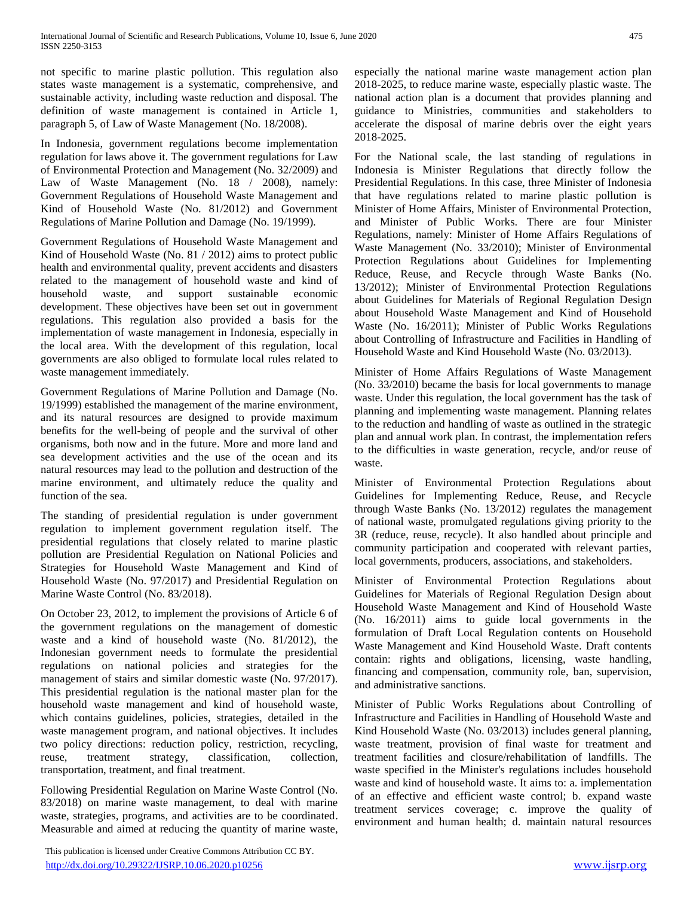not specific to marine plastic pollution. This regulation also states waste management is a systematic, comprehensive, and sustainable activity, including waste reduction and disposal. The definition of waste management is contained in Article 1, paragraph 5, of Law of Waste Management (No. 18/2008).

In Indonesia, government regulations become implementation regulation for laws above it. The government regulations for Law of Environmental Protection and Management (No. 32/2009) and Law of Waste Management (No. 18 / 2008), namely: Government Regulations of Household Waste Management and Kind of Household Waste (No. 81/2012) and Government Regulations of Marine Pollution and Damage (No. 19/1999).

Government Regulations of Household Waste Management and Kind of Household Waste (No. 81 / 2012) aims to protect public health and environmental quality, prevent accidents and disasters related to the management of household waste and kind of household waste, and support sustainable economic development. These objectives have been set out in government regulations. This regulation also provided a basis for the implementation of waste management in Indonesia, especially in the local area. With the development of this regulation, local governments are also obliged to formulate local rules related to waste management immediately.

Government Regulations of Marine Pollution and Damage (No. 19/1999) established the management of the marine environment, and its natural resources are designed to provide maximum benefits for the well-being of people and the survival of other organisms, both now and in the future. More and more land and sea development activities and the use of the ocean and its natural resources may lead to the pollution and destruction of the marine environment, and ultimately reduce the quality and function of the sea.

The standing of presidential regulation is under government regulation to implement government regulation itself. The presidential regulations that closely related to marine plastic pollution are Presidential Regulation on National Policies and Strategies for Household Waste Management and Kind of Household Waste (No. 97/2017) and Presidential Regulation on Marine Waste Control (No. 83/2018).

On October 23, 2012, to implement the provisions of Article 6 of the government regulations on the management of domestic waste and a kind of household waste (No. 81/2012), the Indonesian government needs to formulate the presidential regulations on national policies and strategies for the management of stairs and similar domestic waste (No. 97/2017). This presidential regulation is the national master plan for the household waste management and kind of household waste, which contains guidelines, policies, strategies, detailed in the waste management program, and national objectives. It includes two policy directions: reduction policy, restriction, recycling, reuse, treatment strategy, classification, collection, transportation, treatment, and final treatment.

Following Presidential Regulation on Marine Waste Control (No. 83/2018) on marine waste management, to deal with marine waste, strategies, programs, and activities are to be coordinated. Measurable and aimed at reducing the quantity of marine waste, especially the national marine waste management action plan 2018-2025, to reduce marine waste, especially plastic waste. The national action plan is a document that provides planning and guidance to Ministries, communities and stakeholders to accelerate the disposal of marine debris over the eight years 2018-2025.

For the National scale, the last standing of regulations in Indonesia is Minister Regulations that directly follow the Presidential Regulations. In this case, three Minister of Indonesia that have regulations related to marine plastic pollution is Minister of Home Affairs, Minister of Environmental Protection, and Minister of Public Works. There are four Minister Regulations, namely: Minister of Home Affairs Regulations of Waste Management (No. 33/2010); Minister of Environmental Protection Regulations about Guidelines for Implementing Reduce, Reuse, and Recycle through Waste Banks (No. 13/2012); Minister of Environmental Protection Regulations about Guidelines for Materials of Regional Regulation Design about Household Waste Management and Kind of Household Waste (No. 16/2011); Minister of Public Works Regulations about Controlling of Infrastructure and Facilities in Handling of Household Waste and Kind Household Waste (No. 03/2013).

Minister of Home Affairs Regulations of Waste Management (No. 33/2010) became the basis for local governments to manage waste. Under this regulation, the local government has the task of planning and implementing waste management. Planning relates to the reduction and handling of waste as outlined in the strategic plan and annual work plan. In contrast, the implementation refers to the difficulties in waste generation, recycle, and/or reuse of waste.

Minister of Environmental Protection Regulations about Guidelines for Implementing Reduce, Reuse, and Recycle through Waste Banks (No. 13/2012) regulates the management of national waste, promulgated regulations giving priority to the 3R (reduce, reuse, recycle). It also handled about principle and community participation and cooperated with relevant parties, local governments, producers, associations, and stakeholders.

Minister of Environmental Protection Regulations about Guidelines for Materials of Regional Regulation Design about Household Waste Management and Kind of Household Waste (No. 16/2011) aims to guide local governments in the formulation of Draft Local Regulation contents on Household Waste Management and Kind Household Waste. Draft contents contain: rights and obligations, licensing, waste handling, financing and compensation, community role, ban, supervision, and administrative sanctions.

Minister of Public Works Regulations about Controlling of Infrastructure and Facilities in Handling of Household Waste and Kind Household Waste (No. 03/2013) includes general planning, waste treatment, provision of final waste for treatment and treatment facilities and closure/rehabilitation of landfills. The waste specified in the Minister's regulations includes household waste and kind of household waste. It aims to: a. implementation of an effective and efficient waste control; b. expand waste treatment services coverage; c. improve the quality of environment and human health; d. maintain natural resources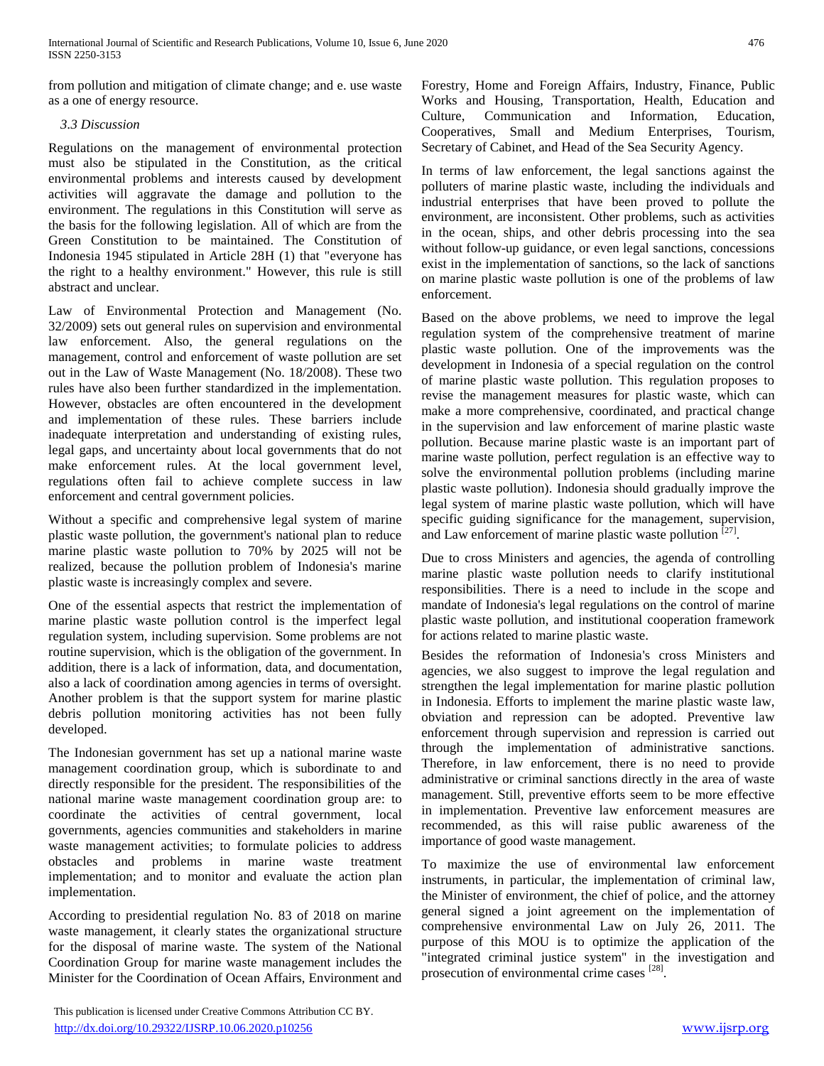from pollution and mitigation of climate change; and e. use waste as a one of energy resource.

### *3.3 Discussion*

Regulations on the management of environmental protection must also be stipulated in the Constitution, as the critical environmental problems and interests caused by development activities will aggravate the damage and pollution to the environment. The regulations in this Constitution will serve as the basis for the following legislation. All of which are from the Green Constitution to be maintained. The Constitution of Indonesia 1945 stipulated in Article 28H (1) that "everyone has the right to a healthy environment." However, this rule is still abstract and unclear.

Law of Environmental Protection and Management (No. 32/2009) sets out general rules on supervision and environmental law enforcement. Also, the general regulations on the management, control and enforcement of waste pollution are set out in the Law of Waste Management (No. 18/2008). These two rules have also been further standardized in the implementation. However, obstacles are often encountered in the development and implementation of these rules. These barriers include inadequate interpretation and understanding of existing rules, legal gaps, and uncertainty about local governments that do not make enforcement rules. At the local government level, regulations often fail to achieve complete success in law enforcement and central government policies.

Without a specific and comprehensive legal system of marine plastic waste pollution, the government's national plan to reduce marine plastic waste pollution to 70% by 2025 will not be realized, because the pollution problem of Indonesia's marine plastic waste is increasingly complex and severe.

One of the essential aspects that restrict the implementation of marine plastic waste pollution control is the imperfect legal regulation system, including supervision. Some problems are not routine supervision, which is the obligation of the government. In addition, there is a lack of information, data, and documentation, also a lack of coordination among agencies in terms of oversight. Another problem is that the support system for marine plastic debris pollution monitoring activities has not been fully developed.

The Indonesian government has set up a national marine waste management coordination group, which is subordinate to and directly responsible for the president. The responsibilities of the national marine waste management coordination group are: to coordinate the activities of central government, local governments, agencies communities and stakeholders in marine waste management activities; to formulate policies to address obstacles and problems in marine waste treatment implementation; and to monitor and evaluate the action plan implementation.

According to presidential regulation No. 83 of 2018 on marine waste management, it clearly states the organizational structure for the disposal of marine waste. The system of the National Coordination Group for marine waste management includes the Minister for the Coordination of Ocean Affairs, Environment and Forestry, Home and Foreign Affairs, Industry, Finance, Public Works and Housing, Transportation, Health, Education and Culture, Communication and Information, Education, Cooperatives, Small and Medium Enterprises, Tourism, Secretary of Cabinet, and Head of the Sea Security Agency.

In terms of law enforcement, the legal sanctions against the polluters of marine plastic waste, including the individuals and industrial enterprises that have been proved to pollute the environment, are inconsistent. Other problems, such as activities in the ocean, ships, and other debris processing into the sea without follow-up guidance, or even legal sanctions, concessions exist in the implementation of sanctions, so the lack of sanctions on marine plastic waste pollution is one of the problems of law enforcement.

Based on the above problems, we need to improve the legal regulation system of the comprehensive treatment of marine plastic waste pollution. One of the improvements was the development in Indonesia of a special regulation on the control of marine plastic waste pollution. This regulation proposes to revise the management measures for plastic waste, which can make a more comprehensive, coordinated, and practical change in the supervision and law enforcement of marine plastic waste pollution. Because marine plastic waste is an important part of marine waste pollution, perfect regulation is an effective way to solve the environmental pollution problems (including marine plastic waste pollution). Indonesia should gradually improve the legal system of marine plastic waste pollution, which will have specific guiding significance for the management, supervision, and Law enforcement of marine plastic waste pollution [27].

Due to cross Ministers and agencies, the agenda of controlling marine plastic waste pollution needs to clarify institutional responsibilities. There is a need to include in the scope and mandate of Indonesia's legal regulations on the control of marine plastic waste pollution, and institutional cooperation framework for actions related to marine plastic waste.

Besides the reformation of Indonesia's cross Ministers and agencies, we also suggest to improve the legal regulation and strengthen the legal implementation for marine plastic pollution in Indonesia. Efforts to implement the marine plastic waste law, obviation and repression can be adopted. Preventive law enforcement through supervision and repression is carried out through the implementation of administrative sanctions. Therefore, in law enforcement, there is no need to provide administrative or criminal sanctions directly in the area of waste management. Still, preventive efforts seem to be more effective in implementation. Preventive law enforcement measures are recommended, as this will raise public awareness of the importance of good waste management.

To maximize the use of environmental law enforcement instruments, in particular, the implementation of criminal law, the Minister of environment, the chief of police, and the attorney general signed a joint agreement on the implementation of comprehensive environmental Law on July 26, 2011. The purpose of this MOU is to optimize the application of the "integrated criminal justice system" in the investigation and prosecution of environmental crime cases [28].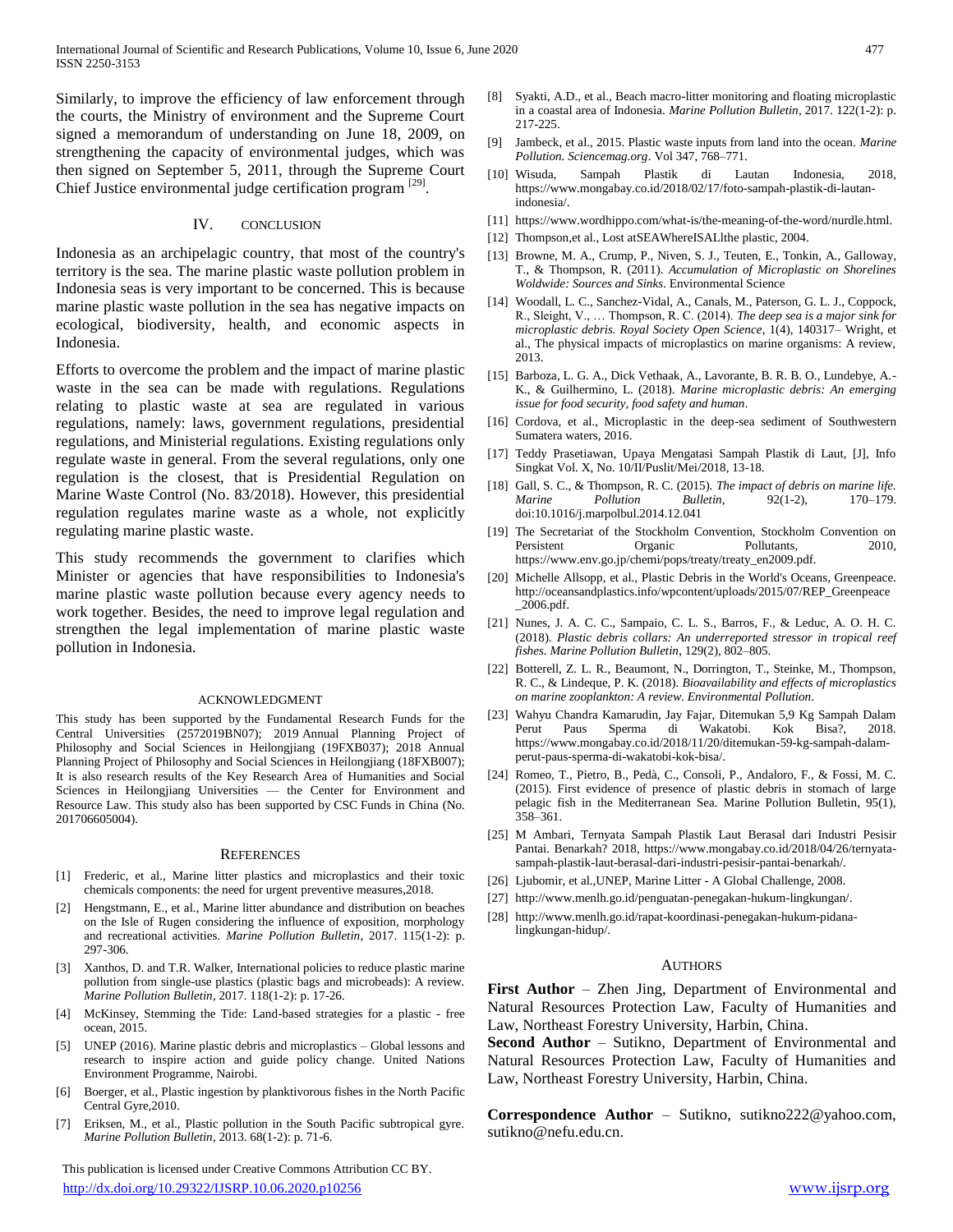Similarly, to improve the efficiency of law enforcement through the courts, the Ministry of environment and the Supreme Court signed a memorandum of understanding on June 18, 2009, on strengthening the capacity of environmental judges, which was then signed on September 5, 2011, through the Supreme Court Chief Justice environmental judge certification program [29].

## IV. CONCLUSION

Indonesia as an archipelagic country, that most of the country's territory is the sea. The marine plastic waste pollution problem in Indonesia seas is very important to be concerned. This is because marine plastic waste pollution in the sea has negative impacts on ecological, biodiversity, health, and economic aspects in Indonesia.

Efforts to overcome the problem and the impact of marine plastic waste in the sea can be made with regulations. Regulations relating to plastic waste at sea are regulated in various regulations, namely: laws, government regulations, presidential regulations, and Ministerial regulations. Existing regulations only regulate waste in general. From the several regulations, only one regulation is the closest, that is Presidential Regulation on Marine Waste Control (No. 83/2018). However, this presidential regulation regulates marine waste as a whole, not explicitly regulating marine plastic waste.

This study recommends the government to clarifies which Minister or agencies that have responsibilities to Indonesia's marine plastic waste pollution because every agency needs to work together. Besides, the need to improve legal regulation and strengthen the legal implementation of marine plastic waste pollution in Indonesia.

## ACKNOWLEDGMENT

This study has been supported by the Fundamental Research Funds for the Central Universities (2572019BN07); 2019 Annual Planning Project of Philosophy and Social Sciences in Heilongjiang (19FXB037); 2018 Annual Planning Project of Philosophy and Social Sciences in Heilongjiang (18FXB007); It is also research results of the Key Research Area of Humanities and Social Sciences in Heilongjiang Universities — the Center for Environment and Resource Law. This study also has been supported by CSC Funds in China (No. 201706605004).

## REFERENCES

[1] Frederic, et al., Marine litter plastics and microplastics and their toxic chemicals components: the need for urgent preventive measures,2018.

[2] Hengstmann, E., et al., Marine litter abundance and distribution on beaches on the Isle of Rugen considering the influence of exposition, morphology and recreational activities. *Marine Pollution Bulletin*, 2017. 115(1-2): p. 297-306.

[3] Xanthos, D. and T.R. Walker, International policies to reduce plastic marine pollution from single-use plastics (plastic bags and microbeads): A review. *Marine Pollution Bulletin*, 2017. 118(1-2): p. 17-26.

[4] McKinsey, Stemming the Tide: Land-based strategies for a plastic - free ocean, 2015.

[5] UNEP (2016). Marine plastic debris and microplastics – Global lessons and research to inspire action and guide policy change. United Nations Environment Programme, Nairobi.

[6] Boerger, et al., Plastic ingestion by planktivorous fishes in the North Pacific Central Gyre,2010.

[7] Eriksen, M., et al., Plastic pollution in the South Pacific subtropical gyre. *Marine Pollution Bulletin*, 2013. 68(1-2): p. 71-6.

[8] Syakti, A.D., et al., Beach macro-litter monitoring and floating microplastic in a coastal area of Indonesia. *Marine Pollution Bulletin*, 2017. 122(1-2): p. 217-225.

[9] Jambeck, et al., 2015. Plastic waste inputs from land into the ocean. *Marine Pollution. Sciencemag.org*. Vol 347, 768–771.

[10] Wisuda, Sampah Plastik di Lautan Indonesia, 2018, https://www.mongabay.co.id/2018/02/17/foto-sampah-plastik-di-lautan-indonesia/.

[11] https://www.wordhippo.com/what-is/the-meaning-of-the-word/nurdle.html.

[12] Thompson,et al., Lost atSEAWhereISALlthe plastic, 2004.

[13] Browne, M. A., Crump, P., Niven, S. J., Teuten, E., Tonkin, A., Galloway, T., & Thompson, R. (2011). *Accumulation of Microplastic on Shorelines Woldwide: Sources and Sinks*. Environmental Science

[14] Woodall, L. C., Sanchez-Vidal, A., Canals, M., Paterson, G. L. J., Coppock, R., Sleight, V., … Thompson, R. C. (2014). *The deep sea is a major sink for microplastic debris. Royal Society Open Science*, 1(4), 140317– Wright, et al., The physical impacts of microplastics on marine organisms: A review, 2013.

[15] Barboza, L. G. A., Dick Vethaak, A., Lavorante, B. R. B. O., Lundebye, A.-K., & Guilhermino, L. (2018). *Marine microplastic debris: An emerging issue for food security, food safety and human*.

[16] Cordova, et al., Microplastic in the deep-sea sediment of Southwestern Sumatera waters, 2016.

[17] Teddy Prasetiawan, Upaya Mengatasi Sampah Plastik di Laut, [J], Info Singkat Vol. X, No. 10/II/Puslit/Mei/2018, 13-18.

[18] Gall, S. C., & Thompson, R. C. (2015). *The impact of debris on marine life. Marine Pollution Bulletin*, 92(1-2), 170–179. doi:10.1016/j.marpolbul.2014.12.041

[19] The Secretariat of the Stockholm Convention, Stockholm Convention on Persistent Organic Pollutants, 2010, https://www.env.go.jp/chemi/pops/treaty/treaty_en2009.pdf.

[20] Michelle Allsopp, et al., Plastic Debris in the World's Oceans, Greenpeace. http://oceansandplastics.info/wpcontent/uploads/2015/07/REP_Greenpeace_2006.pdf.

[21] Nunes, J. A. C. C., Sampaio, C. L. S., Barros, F., & Leduc, A. O. H. C. (2018). *Plastic debris collars: An underreported stressor in tropical reef fishes. Marine Pollution Bulletin*, 129(2), 802–805.

[22] Botterell, Z. L. R., Beaumont, N., Dorrington, T., Steinke, M., Thompson, R. C., & Lindeque, P. K. (2018). *Bioavailability and effects of microplastics on marine zooplankton: A review. Environmental Pollution*.

[23] Wahyu Chandra Kamarudin, Jay Fajar, Ditemukan 5,9 Kg Sampah Dalam Perut Paus Sperma di Wakatobi. Kok Bisa?, 2018. https://www.mongabay.co.id/2018/11/20/ditemukan-59-kg-sampah-dalam-perut-paus-sperma-di-wakatobi-kok-bisa/.

[24] Romeo, T., Pietro, B., Pedà, C., Consoli, P., Andaloro, F., & Fossi, M. C. (2015). First evidence of presence of plastic debris in stomach of large pelagic fish in the Mediterranean Sea. Marine Pollution Bulletin, 95(1), 358–361.

[25] M Ambari, Ternyata Sampah Plastik Laut Berasal dari Industri Pesisir Pantai. Benarkah? 2018, https://www.mongabay.co.id/2018/04/26/ternyata-sampah-plastik-laut-berasal-dari-industri-pesisir-pantai-benarkah/.

[26] Ljubomir, et al.,UNEP, Marine Litter - A Global Challenge, 2008.

[27] http://www.menlh.go.id/penguatan-penegakan-hukum-lingkungan/.

[28] http://www.menlh.go.id/rapat-koordinasi-penegakan-hukum-pidana-lingkungan-hidup/.

## AUTHORS

**First Author** – Zhen Jing, Department of Environmental and Natural Resources Protection Law, Faculty of Humanities and Law, Northeast Forestry University, Harbin, China.

**Second Author** – Sutikno, Department of Environmental and Natural Resources Protection Law, Faculty of Humanities and Law, Northeast Forestry University, Harbin, China.

**Correspondence Author** – Sutikno, sutikno222@yahoo.com, sutikno@nefu.edu.cn.